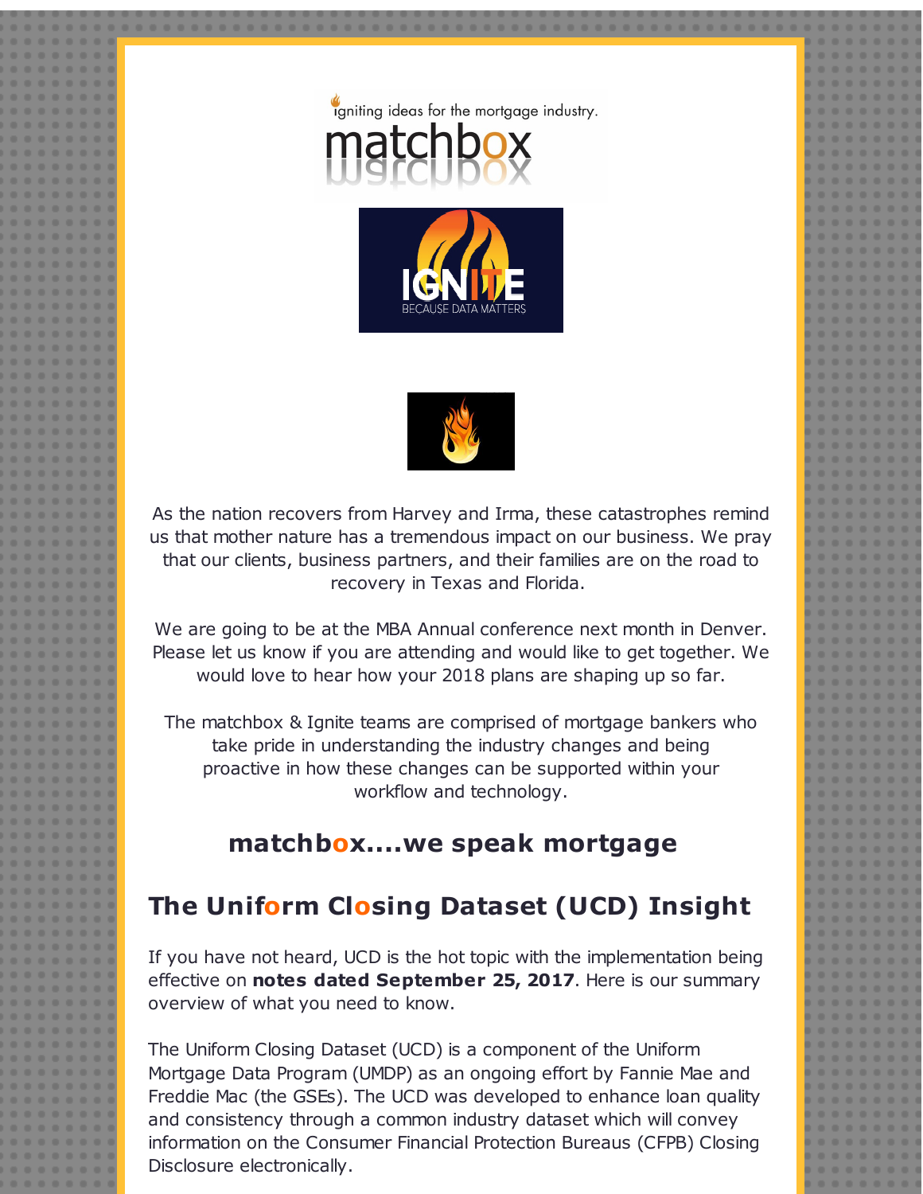igniting ideas for the mortgage industry.

matchbox

IGNITE

BECAUSE DATA MATTERS

As the nation recovers from Harvey and Irma, these catastrophes remind us that mother nature has a tremendous impact on our business. We pray that our clients, business partners, and their families are on the road to recovery in Texas and Florida.

We are going to be at the MBA Annual conference next month in Denver. Please let us know if you are attending and would like to get together. We would love to hear how your 2018 plans are shaping up so far.

The matchbox & Ignite teams are comprised of mortgage bankers who take pride in understanding the industry changes and being proactive in how these changes can be supported within your workflow and technology.

### matchbox....we speak mortgage

## The Uniform Closing Dataset (UCD) Insight

If you have not heard, UCD is the hot topic with the implementation being effective on **notes dated September 25, 2017**. Here is our summary overview of what you need to know.

The Uniform Closing Dataset (UCD) is a component of the Uniform Mortgage Data Program (UMDP) as an ongoing effort by Fannie Mae and Freddie Mac (the GSEs). The UCD was developed to enhance loan quality and consistency through a common industry dataset which will convey information on the Consumer Financial Protection Bureaus (CFPB) Closing Disclosure electronically.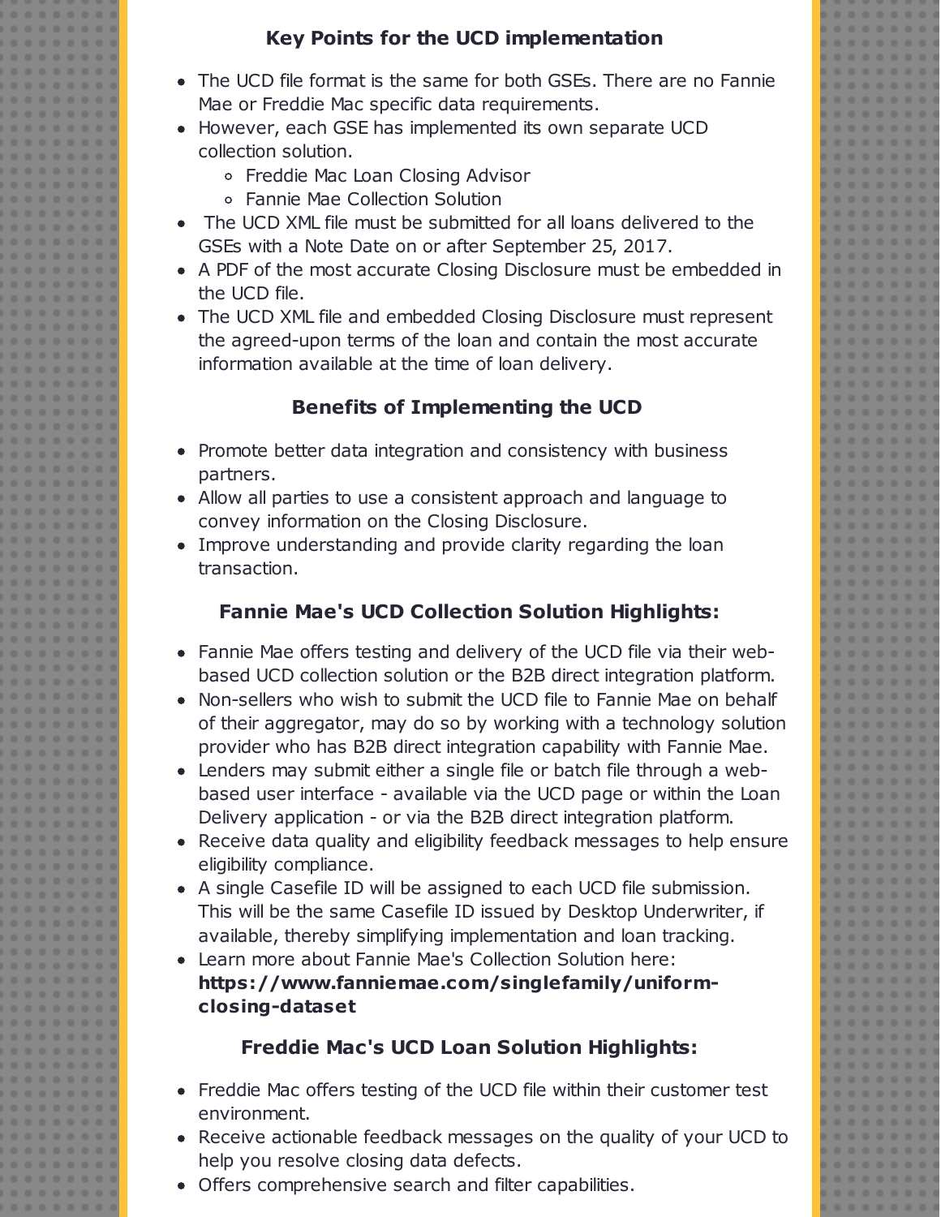## Key Points for the UCD implementation

- The UCD file format is the same for both GSEs. There are no Fannie Mae or Freddie Mac specific data requirements.
- However, each GSE has implemented its own separate UCD collection solution.
  - Freddie Mac Loan Closing Advisor
  - Fannie Mae Collection Solution
- The UCD XML file must be submitted for all loans delivered to the GSEs with a Note Date on or after September 25, 2017.
- A PDF of the most accurate Closing Disclosure must be embedded in the UCD file.
- The UCD XML file and embedded Closing Disclosure must represent the agreed-upon terms of the loan and contain the most accurate information available at the time of loan delivery.

## Benefits of Implementing the UCD

- Promote better data integration and consistency with business partners.
- Allow all parties to use a consistent approach and language to convey information on the Closing Disclosure.
- Improve understanding and provide clarity regarding the loan transaction.

## Fannie Mae's UCD Collection Solution Highlights:

- Fannie Mae offers testing and delivery of the UCD file via their web-based UCD collection solution or the B2B direct integration platform.
- Non-sellers who wish to submit the UCD file to Fannie Mae on behalf of their aggregator, may do so by working with a technology solution provider who has B2B direct integration capability with Fannie Mae.
- Lenders may submit either a single file or batch file through a web-based user interface - available via the UCD page or within the Loan Delivery application - or via the B2B direct integration platform.
- Receive data quality and eligibility feedback messages to help ensure eligibility compliance.
- A single Casefile ID will be assigned to each UCD file submission. This will be the same Casefile ID issued by Desktop Underwriter, if available, thereby simplifying implementation and loan tracking.
- Learn more about Fannie Mae's Collection Solution here: **https://www.fanniemae.com/singlefamily/uniform-closing-dataset**

## Freddie Mac's UCD Loan Solution Highlights:

- Freddie Mac offers testing of the UCD file within their customer test environment.
- Receive actionable feedback messages on the quality of your UCD to help you resolve closing data defects.
- Offers comprehensive search and filter capabilities.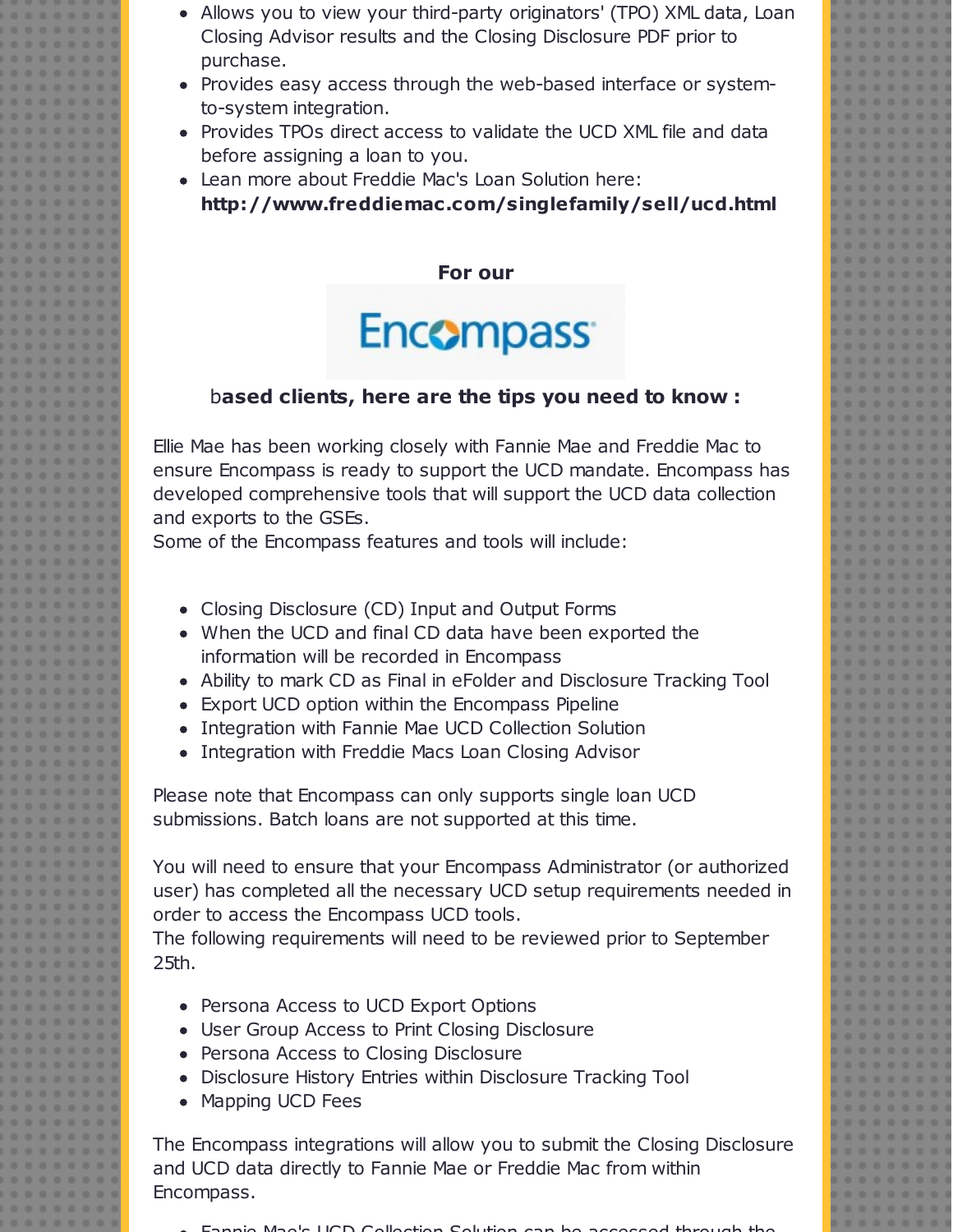- Allows you to view your third-party originators' (TPO) XML data, Loan Closing Advisor results and the Closing Disclosure PDF prior to purchase.
- Provides easy access through the web-based interface or system-to-system integration.
- Provides TPOs direct access to validate the UCD XML file and data before assigning a loan to you.
- Lean more about Freddie Mac's Loan Solution here: **http://www.freddiemac.com/singlefamily/sell/ucd.html**

**For our**

Encompass

b**ased clients, here are the tips you need to know :**

Ellie Mae has been working closely with Fannie Mae and Freddie Mac to ensure Encompass is ready to support the UCD mandate. Encompass has developed comprehensive tools that will support the UCD data collection and exports to the GSEs.
Some of the Encompass features and tools will include:

- Closing Disclosure (CD) Input and Output Forms
- When the UCD and final CD data have been exported the information will be recorded in Encompass
- Ability to mark CD as Final in eFolder and Disclosure Tracking Tool
- Export UCD option within the Encompass Pipeline
- Integration with Fannie Mae UCD Collection Solution
- Integration with Freddie Macs Loan Closing Advisor

Please note that Encompass can only supports single loan UCD submissions. Batch loans are not supported at this time.

You will need to ensure that your Encompass Administrator (or authorized user) has completed all the necessary UCD setup requirements needed in order to access the Encompass UCD tools.
The following requirements will need to be reviewed prior to September 25th.

- Persona Access to UCD Export Options
- User Group Access to Print Closing Disclosure
- Persona Access to Closing Disclosure
- Disclosure History Entries within Disclosure Tracking Tool
- Mapping UCD Fees

The Encompass integrations will allow you to submit the Closing Disclosure and UCD data directly to Fannie Mae or Freddie Mac from within Encompass.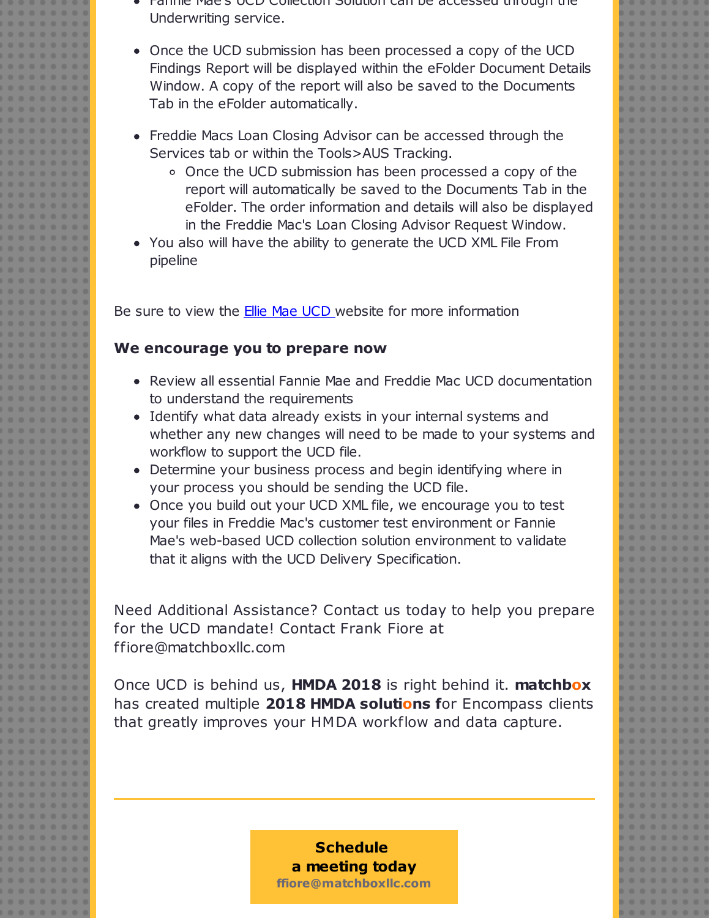- Fannie Mae's UCD Collection Solution can be accessed through the Underwriting service.

- Once the UCD submission has been processed a copy of the UCD Findings Report will be displayed within the eFolder Document Details Window. A copy of the report will also be saved to the Documents Tab in the eFolder automatically.

- Freddie Macs Loan Closing Advisor can be accessed through the Services tab or within the Tools>AUS Tracking.
  - Once the UCD submission has been processed a copy of the report will automatically be saved to the Documents Tab in the eFolder. The order information and details will also be displayed in the Freddie Mac's Loan Closing Advisor Request Window.
- You also will have the ability to generate the UCD XML File From pipeline

Be sure to view the Ellie Mae UCD website for more information

**We encourage you to prepare now**

- Review all essential Fannie Mae and Freddie Mac UCD documentation to understand the requirements
- Identify what data already exists in your internal systems and whether any new changes will need to be made to your systems and workflow to support the UCD file.
- Determine your business process and begin identifying where in your process you should be sending the UCD file.
- Once you build out your UCD XML file, we encourage you to test your files in Freddie Mac's customer test environment or Fannie Mae's web-based UCD collection solution environment to validate that it aligns with the UCD Delivery Specification.

Need Additional Assistance? Contact us today to help you prepare for the UCD mandate! Contact Frank Fiore at ffiore@matchboxllc.com

Once UCD is behind us, **HMDA 2018** is right behind it. **matchbox** has created multiple **2018 HMDA solutions f**or Encompass clients that greatly improves your HMDA workflow and data capture.

---

**Schedule a meeting today**
**ffiore@matchboxllc.com**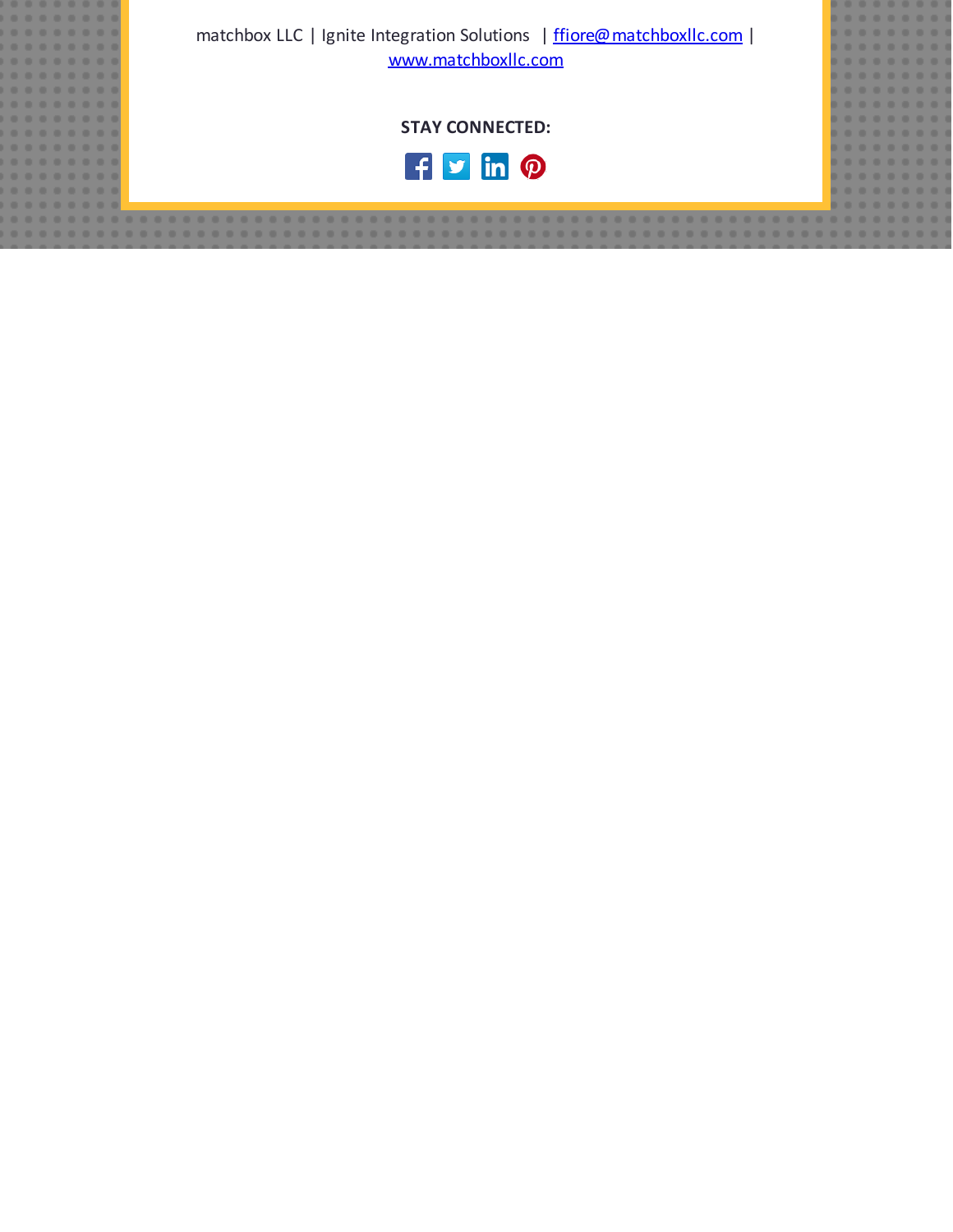matchbox LLC | Ignite Integration Solutions | [ffiore@matchboxllc.com](mailto:ffiore@matchboxllc.com) | [www.matchboxllc.com](http://www.matchboxllc.com)

**STAY CONNECTED:**